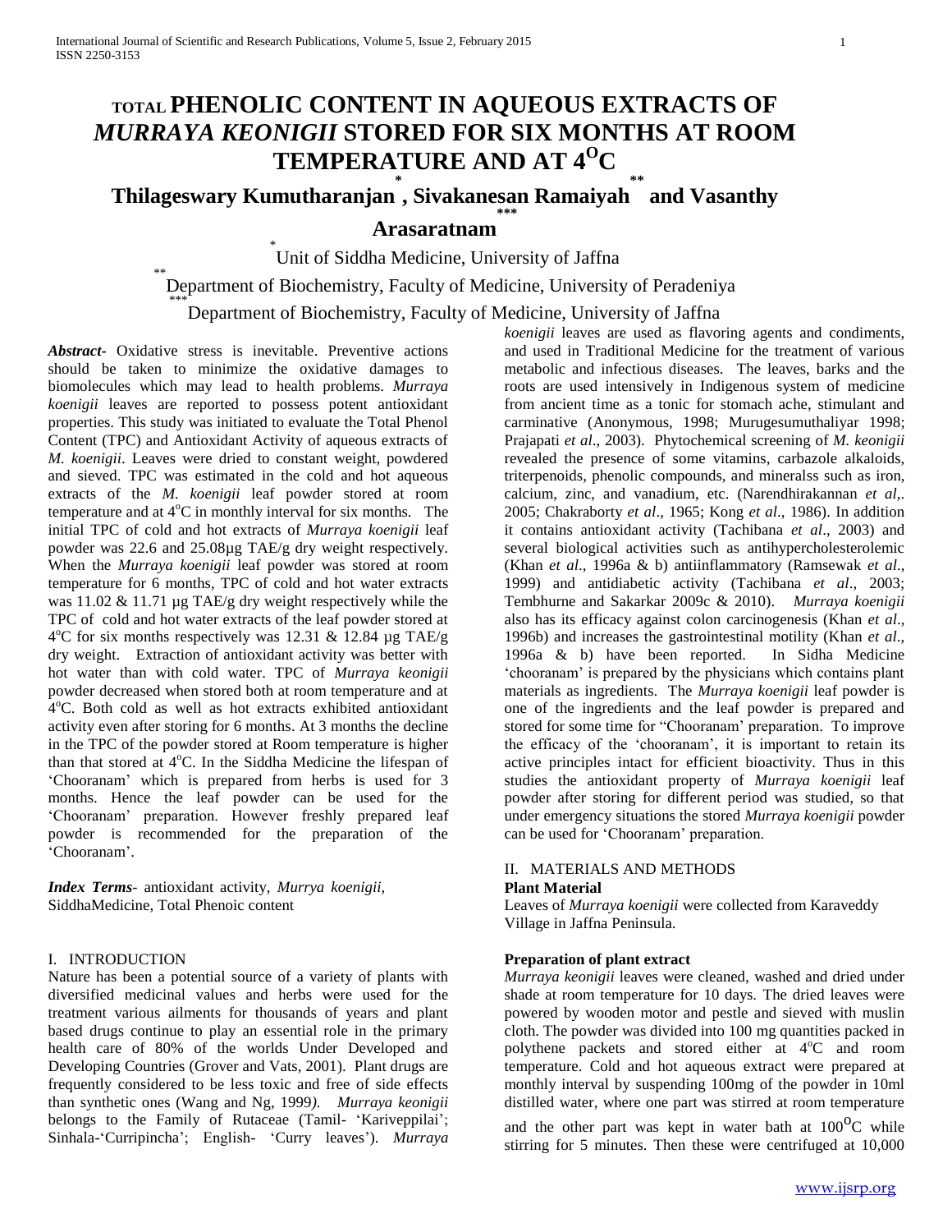# TOTAL PHENOLIC CONTENT IN AQUEOUS EXTRACTS OF *MURRAYA KEONIGII* STORED FOR SIX MONTHS AT ROOM TEMPERATURE AND AT 4$^{O}$C

**Thilageswary Kumutharanjan [*], Sivakanesan Ramaiyah [**] and Vasanthy Arasaratnam [***]**

[*] Unit of Siddha Medicine, University of Jaffna

[**] Department of Biochemistry, Faculty of Medicine, University of Peradeniya

[***] Department of Biochemistry, Faculty of Medicine, University of Jaffna

***Abstract***- Oxidative stress is inevitable. Preventive actions should be taken to minimize the oxidative damages to biomolecules which may lead to health problems. *Murraya koenigii* leaves are reported to possess potent antioxidant properties. This study was initiated to evaluate the Total Phenol Content (TPC) and Antioxidant Activity of aqueous extracts of *M. koenigii*. Leaves were dried to constant weight, powdered and sieved. TPC was estimated in the cold and hot aqueous extracts of the *M. koenigii* leaf powder stored at room temperature and at 4$^{o}$C in monthly interval for six months. The initial TPC of cold and hot extracts of *Murraya koenigii* leaf powder was 22.6 and 25.08µg TAE/g dry weight respectively. When the *Murraya koenigii* leaf powder was stored at room temperature for 6 months, TPC of cold and hot water extracts was 11.02 & 11.71 µg TAE/g dry weight respectively while the TPC of cold and hot water extracts of the leaf powder stored at 4$^{o}$C for six months respectively was 12.31 & 12.84 µg TAE/g dry weight. Extraction of antioxidant activity was better with hot water than with cold water. TPC of *Murraya keonigii* powder decreased when stored both at room temperature and at 4$^{o}$C. Both cold as well as hot extracts exhibited antioxidant activity even after storing for 6 months. At 3 months the decline in the TPC of the powder stored at Room temperature is higher than that stored at 4$^{o}$C. In the Siddha Medicine the lifespan of 'Chooranam' which is prepared from herbs is used for 3 months. Hence the leaf powder can be used for the 'Chooranam' preparation. However freshly prepared leaf powder is recommended for the preparation of the 'Chooranam'.

***Index Terms***- antioxidant activity, *Murrya koenigii,* SiddhaMedicine, Total Phenoic content

## I. INTRODUCTION

Nature has been a potential source of a variety of plants with diversified medicinal values and herbs were used for the treatment various ailments for thousands of years and plant based drugs continue to play an essential role in the primary health care of 80% of the worlds Under Developed and Developing Countries (Grover and Vats, 2001). Plant drugs are frequently considered to be less toxic and free of side effects than synthetic ones (Wang and Ng, 1999*). Murraya keonigii* belongs to the Family of Rutaceae (Tamil- 'Kariveppilai'; Sinhala-'Curripincha'; English- 'Curry leaves'). *Murraya koenigii* leaves are used as flavoring agents and condiments, and used in Traditional Medicine for the treatment of various metabolic and infectious diseases. The leaves, barks and the roots are used intensively in Indigenous system of medicine from ancient time as a tonic for stomach ache, stimulant and carminative (Anonymous, 1998; Murugesumuthaliyar 1998; Prajapati *et al*., 2003). Phytochemical screening of *M. keonigii* revealed the presence of some vitamins, carbazole alkaloids, triterpenoids, phenolic compounds, and mineralss such as iron, calcium, zinc, and vanadium, etc. (Narendhirakannan *et al*,. 2005; Chakraborty *et al*., 1965; Kong *et al*., 1986). In addition it contains antioxidant activity (Tachibana *et al*., 2003) and several biological activities such as antihypercholesterolemic (Khan *et al*., 1996a & b) antiinflammatory (Ramsewak *et al*., 1999) and antidiabetic activity (Tachibana *et al*., 2003; Tembhurne and Sakarkar 2009c & 2010). *Murraya koenigii* also has its efficacy against colon carcinogenesis (Khan *et al*., 1996b) and increases the gastrointestinal motility (Khan *et al*., 1996a & b) have been reported. In Sidha Medicine 'chooranam' is prepared by the physicians which contains plant materials as ingredients. The *Murraya koenigii* leaf powder is one of the ingredients and the leaf powder is prepared and stored for some time for "Chooranam' preparation. To improve the efficacy of the 'chooranam', it is important to retain its active principles intact for efficient bioactivity. Thus in this studies the antioxidant property of *Murraya koenigii* leaf powder after storing for different period was studied, so that under emergency situations the stored *Murraya koenigii* powder can be used for 'Chooranam' preparation.

## II. MATERIALS AND METHODS

**Plant Material**

Leaves of *Murraya koenigii* were collected from Karaveddy Village in Jaffna Peninsula.

**Preparation of plant extract**

*Murraya keonigii* leaves were cleaned, washed and dried under shade at room temperature for 10 days. The dried leaves were powered by wooden motor and pestle and sieved with muslin cloth. The powder was divided into 100 mg quantities packed in polythene packets and stored either at 4$^{o}$C and room temperature. Cold and hot aqueous extract were prepared at monthly interval by suspending 100mg of the powder in 10ml distilled water, where one part was stirred at room temperature and the other part was kept in water bath at 100$^{O}$C while stirring for 5 minutes. Then these were centrifuged at 10,000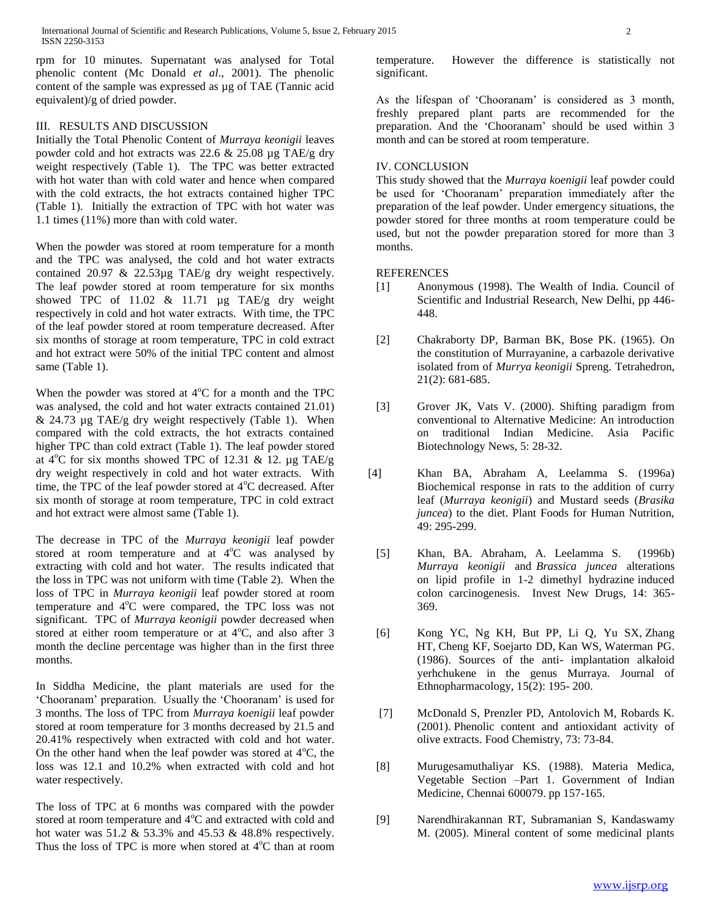rpm for 10 minutes. Supernatant was analysed for Total phenolic content (Mc Donald *et al*., 2001). The phenolic content of the sample was expressed as µg of TAE (Tannic acid equivalent)/g of dried powder.

## III. RESULTS AND DISCUSSION

Initially the Total Phenolic Content of *Murraya keonigii* leaves powder cold and hot extracts was 22.6 & 25.08 µg TAE/g dry weight respectively (Table 1). The TPC was better extracted with hot water than with cold water and hence when compared with the cold extracts, the hot extracts contained higher TPC (Table 1). Initially the extraction of TPC with hot water was 1.1 times (11%) more than with cold water.

When the powder was stored at room temperature for a month and the TPC was analysed, the cold and hot water extracts contained 20.97 & 22.53µg TAE/g dry weight respectively. The leaf powder stored at room temperature for six months showed TPC of 11.02 & 11.71 µg TAE/g dry weight respectively in cold and hot water extracts. With time, the TPC of the leaf powder stored at room temperature decreased. After six months of storage at room temperature, TPC in cold extract and hot extract were 50% of the initial TPC content and almost same (Table 1).

When the powder was stored at 4°C for a month and the TPC was analysed, the cold and hot water extracts contained 21.01) & 24.73 µg TAE/g dry weight respectively (Table 1). When compared with the cold extracts, the hot extracts contained higher TPC than cold extract (Table 1). The leaf powder stored at 4°C for six months showed TPC of 12.31 & 12. µg TAE/g dry weight respectively in cold and hot water extracts. With time, the TPC of the leaf powder stored at 4°C decreased. After six month of storage at room temperature, TPC in cold extract and hot extract were almost same (Table 1).

The decrease in TPC of the *Murraya keonigii* leaf powder stored at room temperature and at 4°C was analysed by extracting with cold and hot water. The results indicated that the loss in TPC was not uniform with time (Table 2). When the loss of TPC in *Murraya keonigii* leaf powder stored at room temperature and 4°C were compared, the TPC loss was not significant. TPC of *Murraya keonigii* powder decreased when stored at either room temperature or at 4°C, and also after 3 month the decline percentage was higher than in the first three months.

In Siddha Medicine, the plant materials are used for the 'Chooranam' preparation. Usually the 'Chooranam' is used for 3 months. The loss of TPC from *Murraya koenigii* leaf powder stored at room temperature for 3 months decreased by 21.5 and 20.41% respectively when extracted with cold and hot water. On the other hand when the leaf powder was stored at 4°C, the loss was 12.1 and 10.2% when extracted with cold and hot water respectively.

The loss of TPC at 6 months was compared with the powder stored at room temperature and 4°C and extracted with cold and hot water was 51.2 & 53.3% and 45.53 & 48.8% respectively. Thus the loss of TPC is more when stored at 4°C than at room temperature. However the difference is statistically not significant.

As the lifespan of 'Chooranam' is considered as 3 month, freshly prepared plant parts are recommended for the preparation. And the 'Chooranam' should be used within 3 month and can be stored at room temperature.

## IV. CONCLUSION

This study showed that the *Murraya koenigii* leaf powder could be used for 'Chooranam' preparation immediately after the preparation of the leaf powder. Under emergency situations, the powder stored for three months at room temperature could be used, but not the powder preparation stored for more than 3 months.

## REFERENCES

[1] Anonymous (1998). The Wealth of India. Council of Scientific and Industrial Research, New Delhi, pp 446-448.

[2] Chakraborty DP, Barman BK, Bose PK. (1965). On the constitution of Murrayanine, a carbazole derivative isolated from of *Murrya keonigii* Spreng. Tetrahedron, 21(2): 681-685.

[3] Grover JK, Vats V. (2000). Shifting paradigm from conventional to Alternative Medicine: An introduction on traditional Indian Medicine. Asia Pacific Biotechnology News, 5: 28-32.

[4] Khan BA, Abraham A, Leelamma S. (1996a) Biochemical response in rats to the addition of curry leaf (*Murraya keonigii*) and Mustard seeds (*Brasika juncea*) to the diet. Plant Foods for Human Nutrition, 49: 295-299.

[5] Khan, BA. Abraham, A. Leelamma S. (1996b) *Murraya keonigii* and *Brassica juncea* alterations on lipid profile in 1-2 dimethyl hydrazine induced colon carcinogenesis. Invest New Drugs, 14: 365-369.

[6] Kong YC, Ng KH, But PP, Li Q, Yu SX, Zhang HT, Cheng KF, Soejarto DD, Kan WS, Waterman PG. (1986). Sources of the anti- implantation alkaloid yerhchukene in the genus Murraya. Journal of Ethnopharmacology, 15(2): 195- 200.

[7] McDonald S, Prenzler PD, Antolovich M, Robards K. (2001). Phenolic content and antioxidant activity of olive extracts. Food Chemistry, 73: 73-84.

[8] Murugesamuthaliyar KS. (1988). Materia Medica, Vegetable Section –Part 1. Government of Indian Medicine, Chennai 600079. pp 157-165.

[9] Narendhirakannan RT, Subramanian S, Kandaswamy M. (2005). Mineral content of some medicinal plants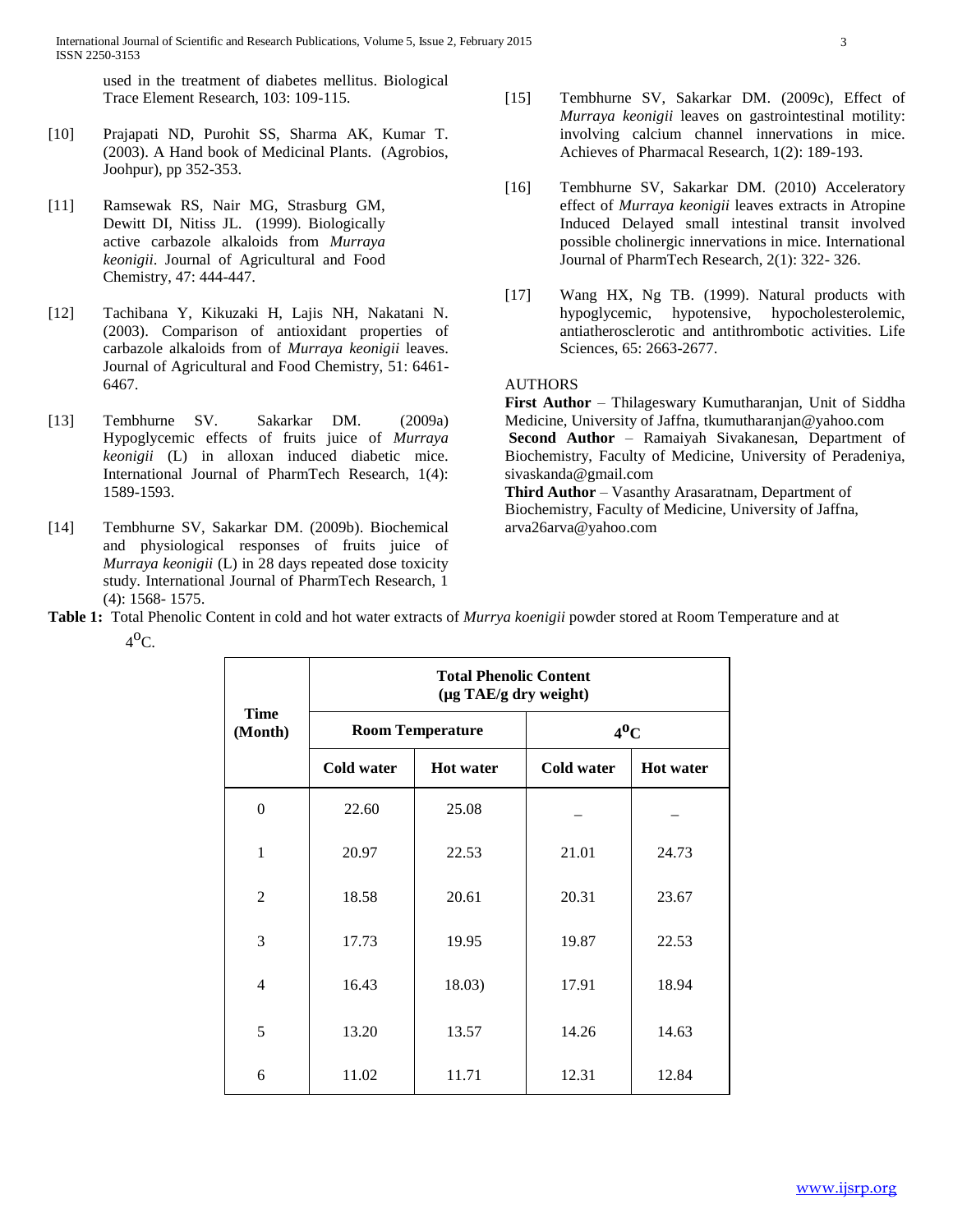used in the treatment of diabetes mellitus. Biological Trace Element Research, 103: 109-115.

[10] Prajapati ND, Purohit SS, Sharma AK, Kumar T. (2003). A Hand book of Medicinal Plants. (Agrobios, Joohpur), pp 352-353.

[11] Ramsewak RS, Nair MG, Strasburg GM, Dewitt DI, Nitiss JL. (1999). Biologically active carbazole alkaloids from *Murraya keonigii*. Journal of Agricultural and Food Chemistry, 47: 444-447.

[12] Tachibana Y, Kikuzaki H, Lajis NH, Nakatani N. (2003). Comparison of antioxidant properties of carbazole alkaloids from of *Murraya keonigii* leaves. Journal of Agricultural and Food Chemistry, 51: 6461-6467.

[13] Tembhurne SV. Sakarkar DM. (2009a) Hypoglycemic effects of fruits juice of *Murraya keonigii* (L) in alloxan induced diabetic mice. International Journal of PharmTech Research, 1(4): 1589-1593.

[14] Tembhurne SV, Sakarkar DM. (2009b). Biochemical and physiological responses of fruits juice of *Murraya keonigii* (L) in 28 days repeated dose toxicity study. International Journal of PharmTech Research, 1 (4): 1568- 1575.

[15] Tembhurne SV, Sakarkar DM. (2009c), Effect of *Murraya keonigii* leaves on gastrointestinal motility: involving calcium channel innervations in mice. Achieves of Pharmacal Research, 1(2): 189-193.

[16] Tembhurne SV, Sakarkar DM. (2010) Acceleratory effect of *Murraya keonigii* leaves extracts in Atropine Induced Delayed small intestinal transit involved possible cholinergic innervations in mice. International Journal of PharmTech Research, 2(1): 322- 326.

[17] Wang HX, Ng TB. (1999). Natural products with hypoglycemic, hypotensive, hypocholesterolemic, antiatherosclerotic and antithrombotic activities. Life Sciences, 65: 2663-2677.

AUTHORS

**First Author** – Thilageswary Kumutharanjan, Unit of Siddha Medicine, University of Jaffna, tkumutharanjan@yahoo.com

**Second Author** – Ramaiyah Sivakanesan, Department of Biochemistry, Faculty of Medicine, University of Peradeniya, sivaskanda@gmail.com

**Third Author** – Vasanthy Arasaratnam, Department of Biochemistry, Faculty of Medicine, University of Jaffna, arva26arva@yahoo.com

**Table 1:** Total Phenolic Content in cold and hot water extracts of *Murrya koenigii* powder stored at Room Temperature and at $4^{0}$C.

| Time (Month) | Total Phenolic Content (µg TAE/g dry weight) | | | |
|---|---|---|---|---|
| | Room Temperature | | $4^{0}$C | |
| | Cold water | Hot water | Cold water | Hot water |
| 0 | 22.60 | 25.08 | _ | _ |
| 1 | 20.97 | 22.53 | 21.01 | 24.73 |
| 2 | 18.58 | 20.61 | 20.31 | 23.67 |
| 3 | 17.73 | 19.95 | 19.87 | 22.53 |
| 4 | 16.43 | 18.03) | 17.91 | 18.94 |
| 5 | 13.20 | 13.57 | 14.26 | 14.63 |
| 6 | 11.02 | 11.71 | 12.31 | 12.84 |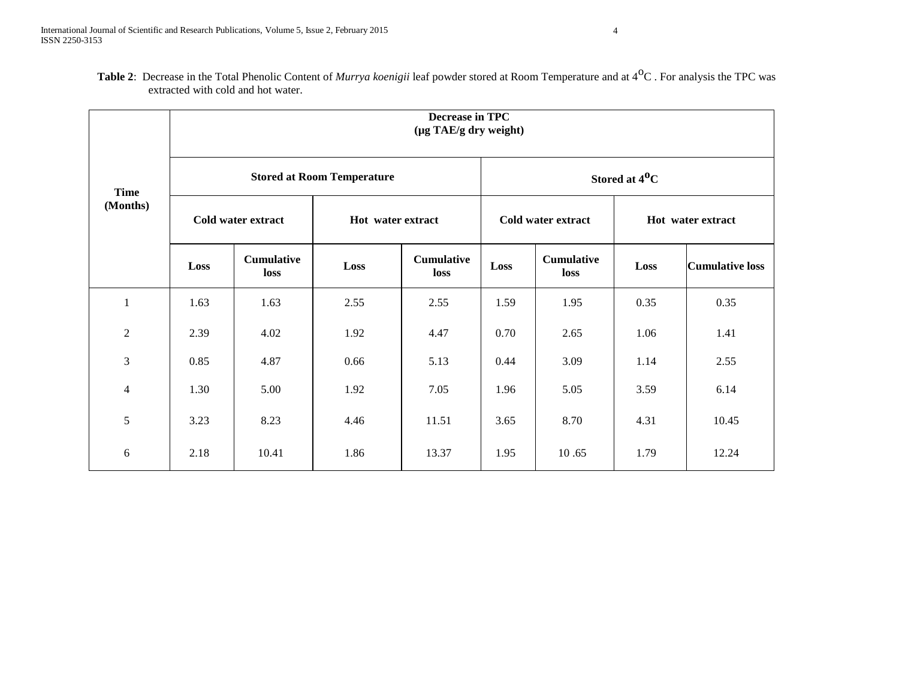**Table 2**: Decrease in the Total Phenolic Content of *Murrya koenigii* leaf powder stored at Room Temperature and at $4^{o}C$ . For analysis the TPC was extracted with cold and hot water.

| Time (Months) | Decrease in TPC (µg TAE/g dry weight) | | | | | | | |
|---|---|---|---|---|---|---|---|---|
| | Stored at Room Temperature | | | | Stored at $4^{o}C$ | | | |
| | Cold water extract | | Hot water extract | | Cold water extract | | Hot water extract | |
| | Loss | Cumulative loss | Loss | Cumulative loss | Loss | Cumulative loss | Loss | Cumulative loss |
| 1 | 1.63 | 1.63 | 2.55 | 2.55 | 1.59 | 1.95 | 0.35 | 0.35 |
| 2 | 2.39 | 4.02 | 1.92 | 4.47 | 0.70 | 2.65 | 1.06 | 1.41 |
| 3 | 0.85 | 4.87 | 0.66 | 5.13 | 0.44 | 3.09 | 1.14 | 2.55 |
| 4 | 1.30 | 5.00 | 1.92 | 7.05 | 1.96 | 5.05 | 3.59 | 6.14 |
| 5 | 3.23 | 8.23 | 4.46 | 11.51 | 3.65 | 8.70 | 4.31 | 10.45 |
| 6 | 2.18 | 10.41 | 1.86 | 13.37 | 1.95 | 10 .65 | 1.79 | 12.24 |